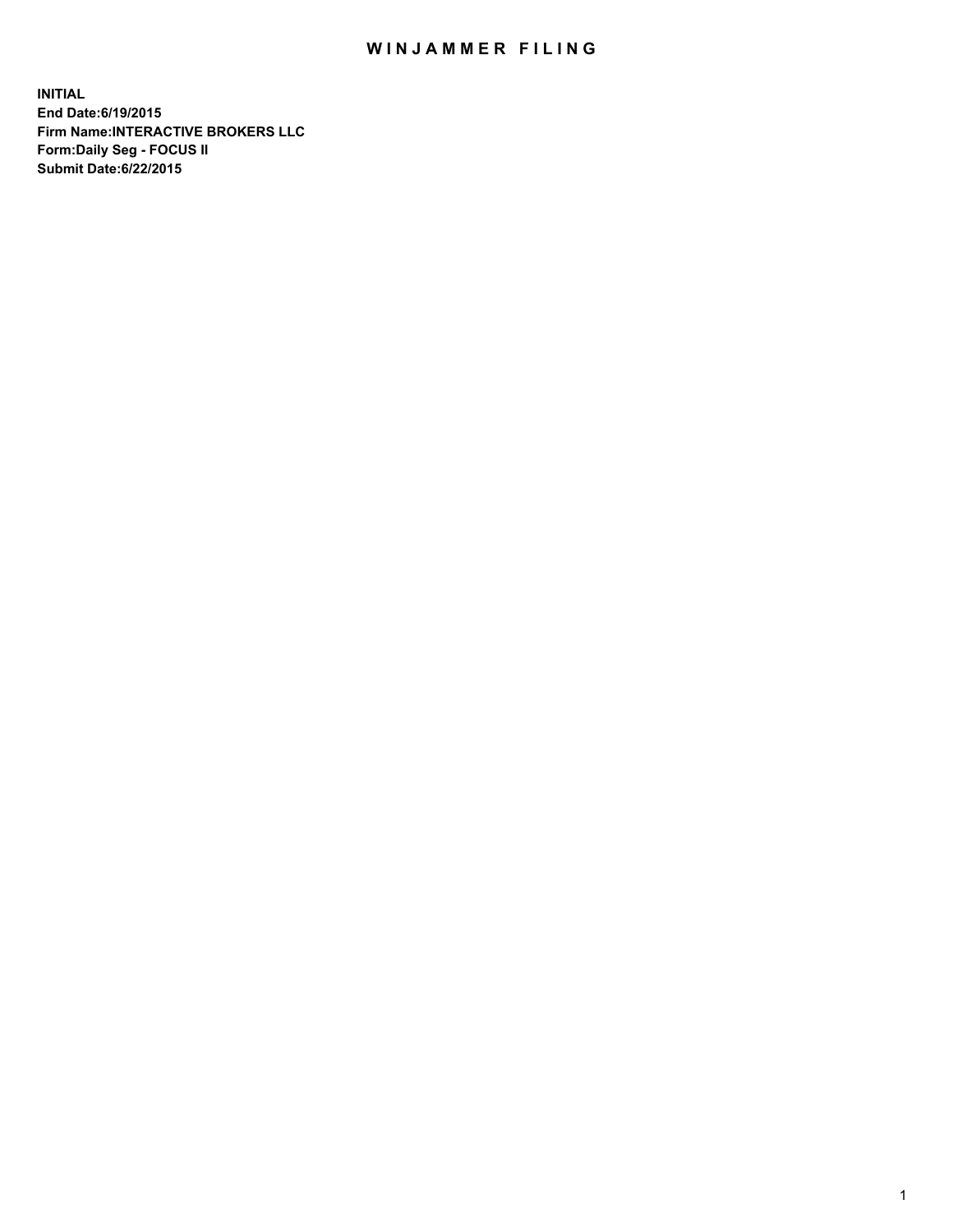# WINJAMMER FILING

**INITIAL**
**End Date:6/19/2015**
**Firm Name:INTERACTIVE BROKERS LLC**
**Form:Daily Seg - FOCUS II**
**Submit Date:6/22/2015**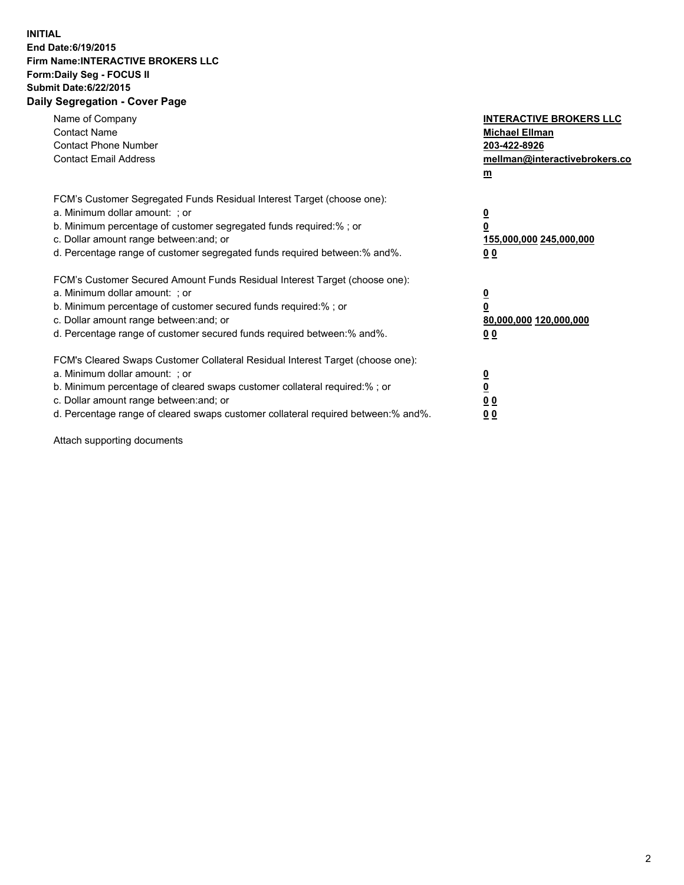**INITIAL**
**End Date:6/19/2015**
**Firm Name:INTERACTIVE BROKERS LLC**
**Form:Daily Seg - FOCUS II**
**Submit Date:6/22/2015**
**Daily Segregation - Cover Page**

| | |
|---|---|
| Name of Company | **INTERACTIVE BROKERS LLC** |
| Contact Name | **Michael Ellman** |
| Contact Phone Number | **203-422-8926** |
| Contact Email Address | **mellman@interactivebrokers.com** |

FCM's Customer Segregated Funds Residual Interest Target (choose one):

| | |
|---|---|
| a. Minimum dollar amount: ; or | **0** |
| b. Minimum percentage of customer segregated funds required:% ; or | **0** |
| c. Dollar amount range between:and; or | **155,000,000 245,000,000** |
| d. Percentage range of customer segregated funds required between:% and%. | **0 0** |

FCM's Customer Secured Amount Funds Residual Interest Target (choose one):

| | |
|---|---|
| a. Minimum dollar amount: ; or | **0** |
| b. Minimum percentage of customer secured funds required:% ; or | **0** |
| c. Dollar amount range between:and; or | **80,000,000 120,000,000** |
| d. Percentage range of customer secured funds required between:% and%. | **0 0** |

FCM's Cleared Swaps Customer Collateral Residual Interest Target (choose one):

| | |
|---|---|
| a. Minimum dollar amount: ; or | **0** |
| b. Minimum percentage of cleared swaps customer collateral required:% ; or | **0** |
| c. Dollar amount range between:and; or | **0 0** |
| d. Percentage range of cleared swaps customer collateral required between:% and%. | **0 0** |

Attach supporting documents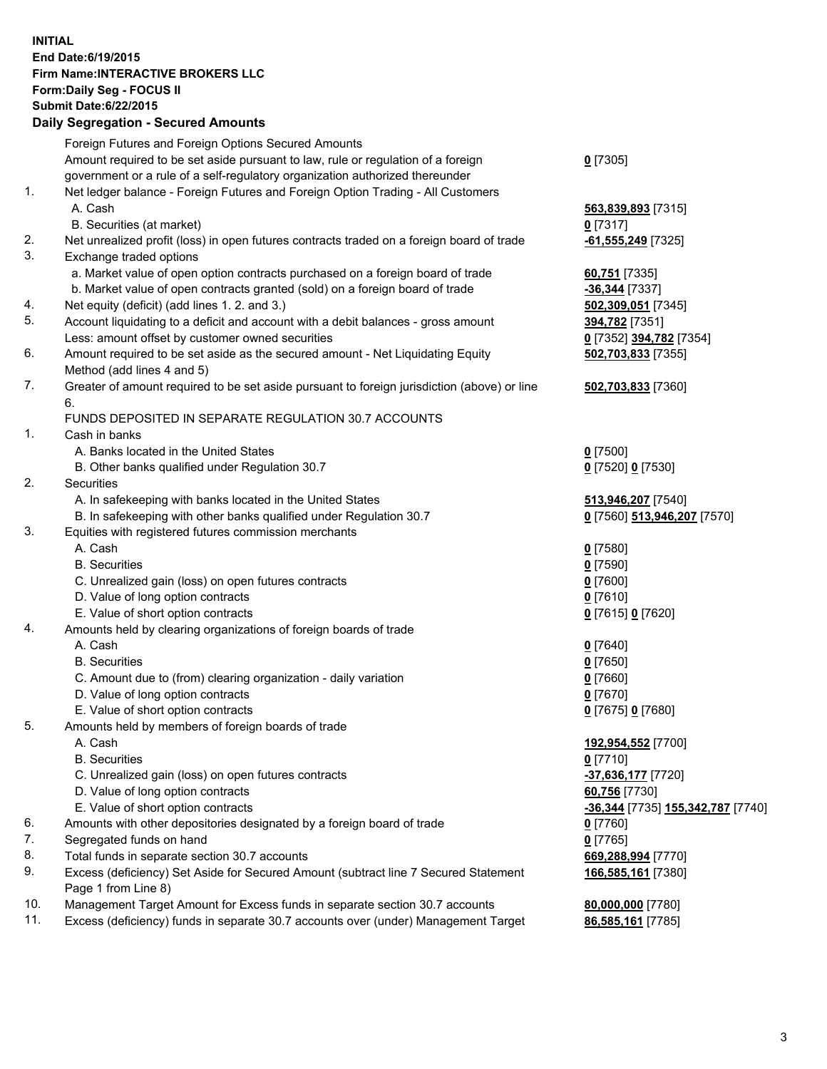**INITIAL**
**End Date:6/19/2015**
**Firm Name:INTERACTIVE BROKERS LLC**
**Form:Daily Seg - FOCUS II**
**Submit Date:6/22/2015**

## Daily Segregation - Secured Amounts

| | | |
|---|---|---|
| | Foreign Futures and Foreign Options Secured Amounts | |
| | Amount required to be set aside pursuant to law, rule or regulation of a foreign government or a rule of a self-regulatory organization authorized thereunder | **0** [7305] |
| 1. | Net ledger balance - Foreign Futures and Foreign Option Trading - All Customers | |
| | A. Cash | **563,839,893** [7315] |
| | B. Securities (at market) | **0** [7317] |
| 2. | Net unrealized profit (loss) in open futures contracts traded on a foreign board of trade | **-61,555,249** [7325] |
| 3. | Exchange traded options | |
| | a. Market value of open option contracts purchased on a foreign board of trade | **60,751** [7335] |
| | b. Market value of open contracts granted (sold) on a foreign board of trade | **-36,344** [7337] |
| 4. | Net equity (deficit) (add lines 1. 2. and 3.) | **502,309,051** [7345] |
| 5. | Account liquidating to a deficit and account with a debit balances - gross amount | **394,782** [7351] |
| | Less: amount offset by customer owned securities | **0** [7352] **394,782** [7354] |
| 6. | Amount required to be set aside as the secured amount - Net Liquidating Equity Method (add lines 4 and 5) | **502,703,833** [7355] |
| 7. | Greater of amount required to be set aside pursuant to foreign jurisdiction (above) or line 6. | **502,703,833** [7360] |
| | FUNDS DEPOSITED IN SEPARATE REGULATION 30.7 ACCOUNTS | |
| 1. | Cash in banks | |
| | A. Banks located in the United States | **0** [7500] |
| | B. Other banks qualified under Regulation 30.7 | **0** [7520] **0** [7530] |
| 2. | Securities | |
| | A. In safekeeping with banks located in the United States | **513,946,207** [7540] |
| | B. In safekeeping with other banks qualified under Regulation 30.7 | **0** [7560] **513,946,207** [7570] |
| 3. | Equities with registered futures commission merchants | |
| | A. Cash | **0** [7580] |
| | B. Securities | **0** [7590] |
| | C. Unrealized gain (loss) on open futures contracts | **0** [7600] |
| | D. Value of long option contracts | **0** [7610] |
| | E. Value of short option contracts | **0** [7615] **0** [7620] |
| 4. | Amounts held by clearing organizations of foreign boards of trade | |
| | A. Cash | **0** [7640] |
| | B. Securities | **0** [7650] |
| | C. Amount due to (from) clearing organization - daily variation | **0** [7660] |
| | D. Value of long option contracts | **0** [7670] |
| | E. Value of short option contracts | **0** [7675] **0** [7680] |
| 5. | Amounts held by members of foreign boards of trade | |
| | A. Cash | **192,954,552** [7700] |
| | B. Securities | **0** [7710] |
| | C. Unrealized gain (loss) on open futures contracts | **-37,636,177** [7720] |
| | D. Value of long option contracts | **60,756** [7730] |
| | E. Value of short option contracts | **-36,344** [7735] **155,342,787** [7740] |
| 6. | Amounts with other depositories designated by a foreign board of trade | **0** [7760] |
| 7. | Segregated funds on hand | **0** [7765] |
| 8. | Total funds in separate section 30.7 accounts | **669,288,994** [7770] |
| 9. | Excess (deficiency) Set Aside for Secured Amount (subtract line 7 Secured Statement Page 1 from Line 8) | **166,585,161** [7380] |
| 10. | Management Target Amount for Excess funds in separate section 30.7 accounts | **80,000,000** [7780] |
| 11. | Excess (deficiency) funds in separate 30.7 accounts over (under) Management Target | **86,585,161** [7785] |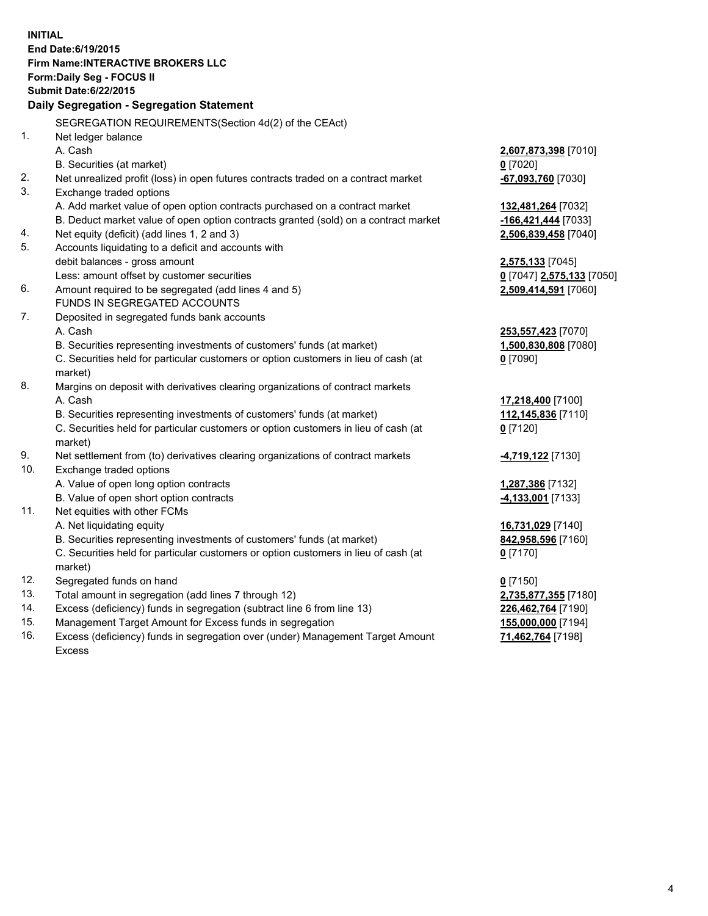**INITIAL**
**End Date:6/19/2015**
**Firm Name:INTERACTIVE BROKERS LLC**
**Form:Daily Seg - FOCUS II**
**Submit Date:6/22/2015**

## Daily Segregation - Segregation Statement

SEGREGATION REQUIREMENTS(Section 4d(2) of the CEAct)

| | | |
|---|---|---|
| 1. | Net ledger balance | |
| | A. Cash | **2,607,873,398** [7010] |
| | B. Securities (at market) | **0** [7020] |
| 2. | Net unrealized profit (loss) in open futures contracts traded on a contract market | **-67,093,760** [7030] |
| 3. | Exchange traded options | |
| | A. Add market value of open option contracts purchased on a contract market | **132,481,264** [7032] |
| | B. Deduct market value of open option contracts granted (sold) on a contract market | **-166,421,444** [7033] |
| 4. | Net equity (deficit) (add lines 1, 2 and 3) | **2,506,839,458** [7040] |
| 5. | Accounts liquidating to a deficit and accounts with debit balances - gross amount | **2,575,133** [7045] |
| | Less: amount offset by customer securities | **0** [7047] **2,575,133** [7050] |
| 6. | Amount required to be segregated (add lines 4 and 5) | **2,509,414,591** [7060] |
| | FUNDS IN SEGREGATED ACCOUNTS | |
| 7. | Deposited in segregated funds bank accounts | |
| | A. Cash | **253,557,423** [7070] |
| | B. Securities representing investments of customers' funds (at market) | **1,500,830,808** [7080] |
| | C. Securities held for particular customers or option customers in lieu of cash (at market) | **0** [7090] |
| 8. | Margins on deposit with derivatives clearing organizations of contract markets | |
| | A. Cash | **17,218,400** [7100] |
| | B. Securities representing investments of customers' funds (at market) | **112,145,836** [7110] |
| | C. Securities held for particular customers or option customers in lieu of cash (at market) | **0** [7120] |
| 9. | Net settlement from (to) derivatives clearing organizations of contract markets | **-4,719,122** [7130] |
| 10. | Exchange traded options | |
| | A. Value of open long option contracts | **1,287,386** [7132] |
| | B. Value of open short option contracts | **-4,133,001** [7133] |
| 11. | Net equities with other FCMs | |
| | A. Net liquidating equity | **16,731,029** [7140] |
| | B. Securities representing investments of customers' funds (at market) | **842,958,596** [7160] |
| | C. Securities held for particular customers or option customers in lieu of cash (at market) | **0** [7170] |
| 12. | Segregated funds on hand | **0** [7150] |
| 13. | Total amount in segregation (add lines 7 through 12) | **2,735,877,355** [7180] |
| 14. | Excess (deficiency) funds in segregation (subtract line 6 from line 13) | **226,462,764** [7190] |
| 15. | Management Target Amount for Excess funds in segregation | **155,000,000** [7194] |
| 16. | Excess (deficiency) funds in segregation over (under) Management Target Amount Excess | **71,462,764** [7198] |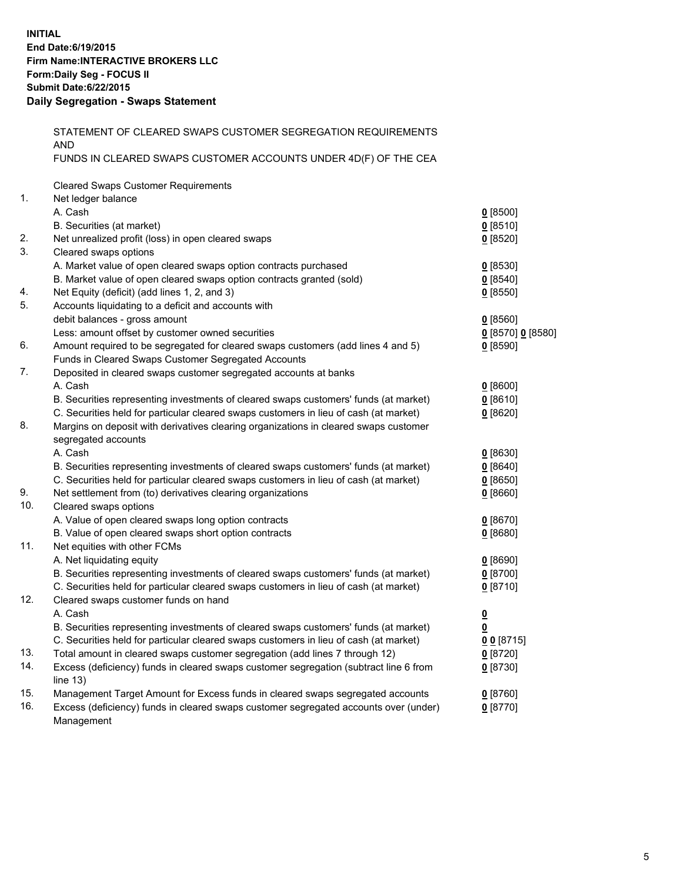**INITIAL**
**End Date:6/19/2015**
**Firm Name:INTERACTIVE BROKERS LLC**
**Form:Daily Seg - FOCUS II**
**Submit Date:6/22/2015**
**Daily Segregation - Swaps Statement**

STATEMENT OF CLEARED SWAPS CUSTOMER SEGREGATION REQUIREMENTS AND FUNDS IN CLEARED SWAPS CUSTOMER ACCOUNTS UNDER 4D(F) OF THE CEA

| | | |
|---|---|---|
| | Cleared Swaps Customer Requirements | |
| 1. | Net ledger balance | |
| | A. Cash | 0 [8500] |
| | B. Securities (at market) | 0 [8510] |
| 2. | Net unrealized profit (loss) in open cleared swaps | 0 [8520] |
| 3. | Cleared swaps options | |
| | A. Market value of open cleared swaps option contracts purchased | 0 [8530] |
| | B. Market value of open cleared swaps option contracts granted (sold) | 0 [8540] |
| 4. | Net Equity (deficit) (add lines 1, 2, and 3) | 0 [8550] |
| 5. | Accounts liquidating to a deficit and accounts with debit balances - gross amount | 0 [8560] |
| | Less: amount offset by customer owned securities | 0 [8570] 0 [8580] |
| 6. | Amount required to be segregated for cleared swaps customers (add lines 4 and 5) | 0 [8590] |
| | Funds in Cleared Swaps Customer Segregated Accounts | |
| 7. | Deposited in cleared swaps customer segregated accounts at banks | |
| | A. Cash | 0 [8600] |
| | B. Securities representing investments of cleared swaps customers' funds (at market) | 0 [8610] |
| | C. Securities held for particular cleared swaps customers in lieu of cash (at market) | 0 [8620] |
| 8. | Margins on deposit with derivatives clearing organizations in cleared swaps customer segregated accounts | |
| | A. Cash | 0 [8630] |
| | B. Securities representing investments of cleared swaps customers' funds (at market) | 0 [8640] |
| | C. Securities held for particular cleared swaps customers in lieu of cash (at market) | 0 [8650] |
| 9. | Net settlement from (to) derivatives clearing organizations | 0 [8660] |
| 10. | Cleared swaps options | |
| | A. Value of open cleared swaps long option contracts | 0 [8670] |
| | B. Value of open cleared swaps short option contracts | 0 [8680] |
| 11. | Net equities with other FCMs | |
| | A. Net liquidating equity | 0 [8690] |
| | B. Securities representing investments of cleared swaps customers' funds (at market) | 0 [8700] |
| | C. Securities held for particular cleared swaps customers in lieu of cash (at market) | 0 [8710] |
| 12. | Cleared swaps customer funds on hand | |
| | A. Cash | 0 |
| | B. Securities representing investments of cleared swaps customers' funds (at market) | 0 |
| | C. Securities held for particular cleared swaps customers in lieu of cash (at market) | 0 0 [8715] |
| 13. | Total amount in cleared swaps customer segregation (add lines 7 through 12) | 0 [8720] |
| 14. | Excess (deficiency) funds in cleared swaps customer segregation (subtract line 6 from line 13) | 0 [8730] |
| 15. | Management Target Amount for Excess funds in cleared swaps segregated accounts | 0 [8760] |
| 16. | Excess (deficiency) funds in cleared swaps customer segregated accounts over (under) Management | 0 [8770] |